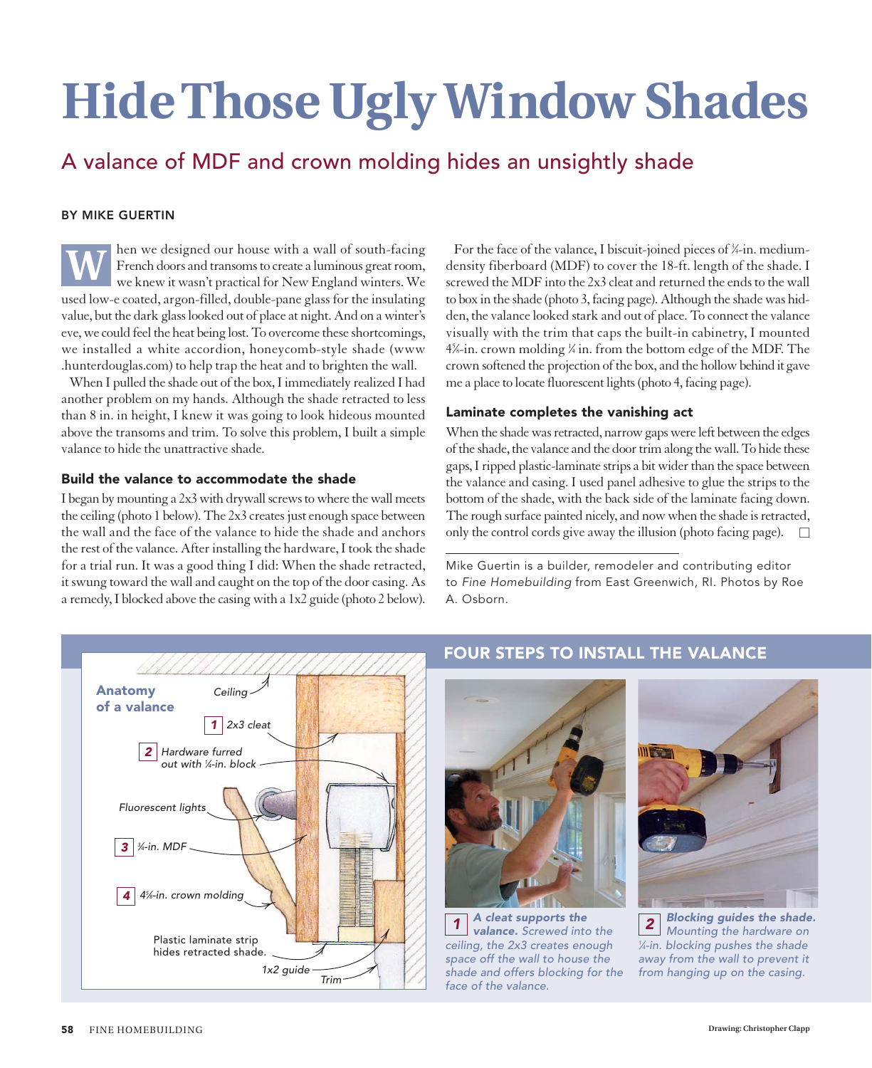# Hide Those Ugly Window Shades

## A valance of MDF and crown molding hides an unsightly shade

BY MIKE GUERTIN

When we designed our house with a wall of south-facing French doors and transoms to create a luminous great room, we knew it wasn't practical for New England winters. We used low-e coated, argon-filled, double-pane glass for the insulating value, but the dark glass looked out of place at night. And on a winter's eve, we could feel the heat being lost. To overcome these shortcomings, we installed a white accordion, honeycomb-style shade (www.hunterdouglas.com) to help trap the heat and to brighten the wall.

When I pulled the shade out of the box, I immediately realized I had another problem on my hands. Although the shade retracted to less than 8 in. in height, I knew it was going to look hideous mounted above the transoms and trim. To solve this problem, I built a simple valance to hide the unattractive shade.

### Build the valance to accommodate the shade

I began by mounting a 2x3 with drywall screws to where the wall meets the ceiling (photo 1 below). The 2x3 creates just enough space between the wall and the face of the valance to hide the shade and anchors the rest of the valance. After installing the hardware, I took the shade for a trial run. It was a good thing I did: When the shade retracted, it swung toward the wall and caught on the top of the door casing. As a remedy, I blocked above the casing with a 1x2 guide (photo 2 below).

For the face of the valance, I biscuit-joined pieces of ¾-in. medium-density fiberboard (MDF) to cover the 18-ft. length of the shade. I screwed the MDF into the 2x3 cleat and returned the ends to the wall to box in the shade (photo 3, facing page). Although the shade was hidden, the valance looked stark and out of place. To connect the valance visually with the trim that caps the built-in cabinetry, I mounted 4⅝-in. crown molding ¼ in. from the bottom edge of the MDF. The crown softened the projection of the box, and the hollow behind it gave me a place to locate fluorescent lights (photo 4, facing page).

### Laminate completes the vanishing act

When the shade was retracted, narrow gaps were left between the edges of the shade, the valance and the door trim along the wall. To hide these gaps, I ripped plastic-laminate strips a bit wider than the space between the valance and casing. I used panel adhesive to glue the strips to the bottom of the shade, with the back side of the laminate facing down. The rough surface painted nicely, and now when the shade is retracted, only the control cords give away the illusion (photo facing page).

*Mike Guertin is a builder, remodeler and contributing editor to* Fine Homebuilding *from East Greenwich, RI. Photos by Roe A. Osborn.*

**Anatomy of a valance**

Ceiling

1 2x3 cleat

2 Hardware furred out with ¼-in. block

Fluorescent lights

3 ¾-in. MDF

4 4⅝-in. crown molding

Plastic laminate strip hides retracted shade.

1x2 guide

Trim

Drawing: Christopher Clapp

## FOUR STEPS TO INSTALL THE VALANCE

**1 A cleat supports the valance.** *Screwed into the ceiling, the 2x3 creates enough space off the wall to house the shade and offers blocking for the face of the valance.*

**2 Blocking guides the shade.** *Mounting the hardware on ¼-in. blocking pushes the shade away from the wall to prevent it from hanging up on the casing.*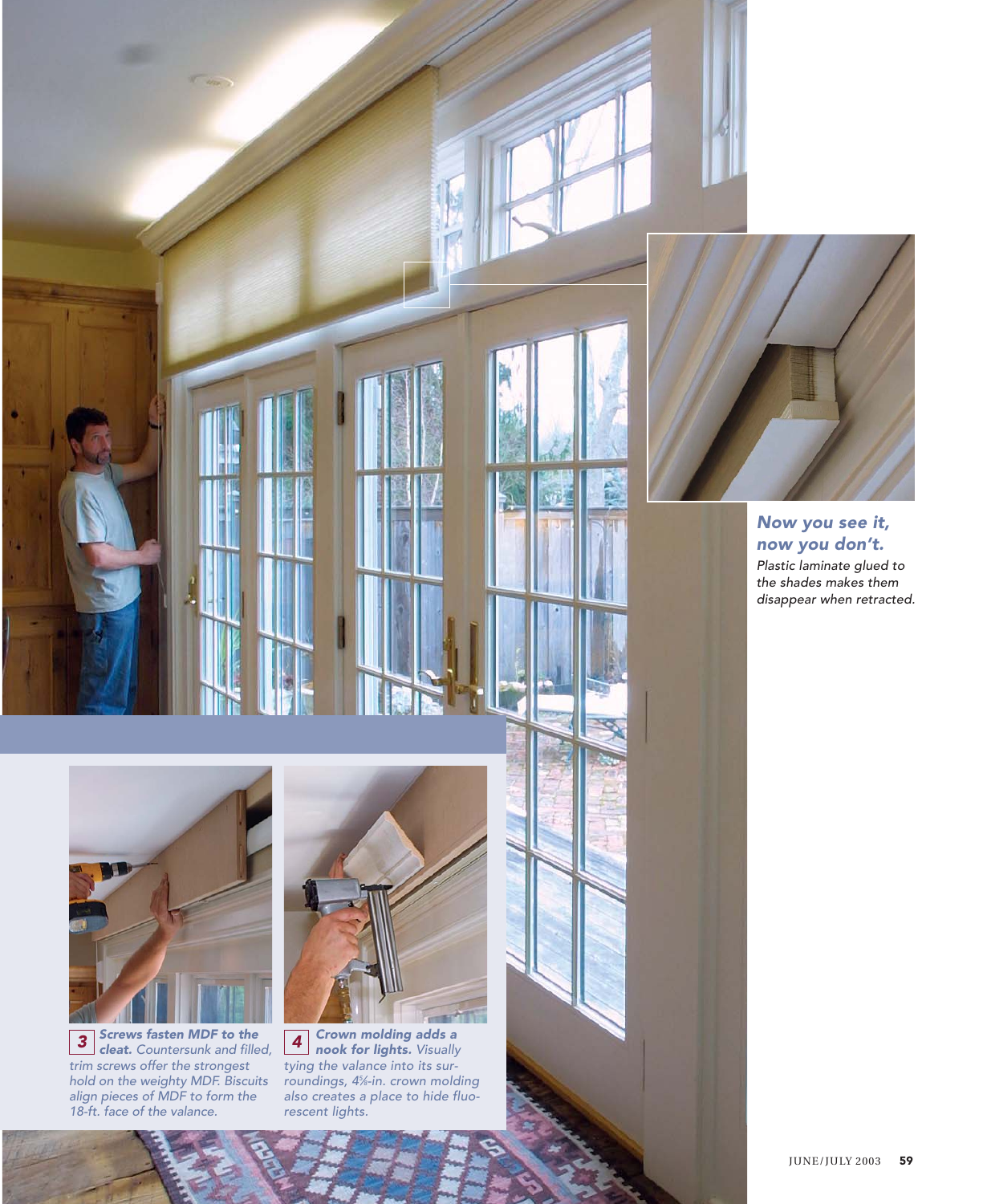**Now you see it, now you don't.**

*Plastic laminate glued to the shades makes them disappear when retracted.*

**3** ***Screws fasten MDF to the cleat.*** *Countersunk and filled, trim screws offer the strongest hold on the weighty MDF. Biscuits align pieces of MDF to form the 18-ft. face of the valance.*

**4** ***Crown molding adds a nook for lights.*** *Visually tying the valance into its surroundings, 4⅝-in. crown molding also creates a place to hide fluorescent lights.*